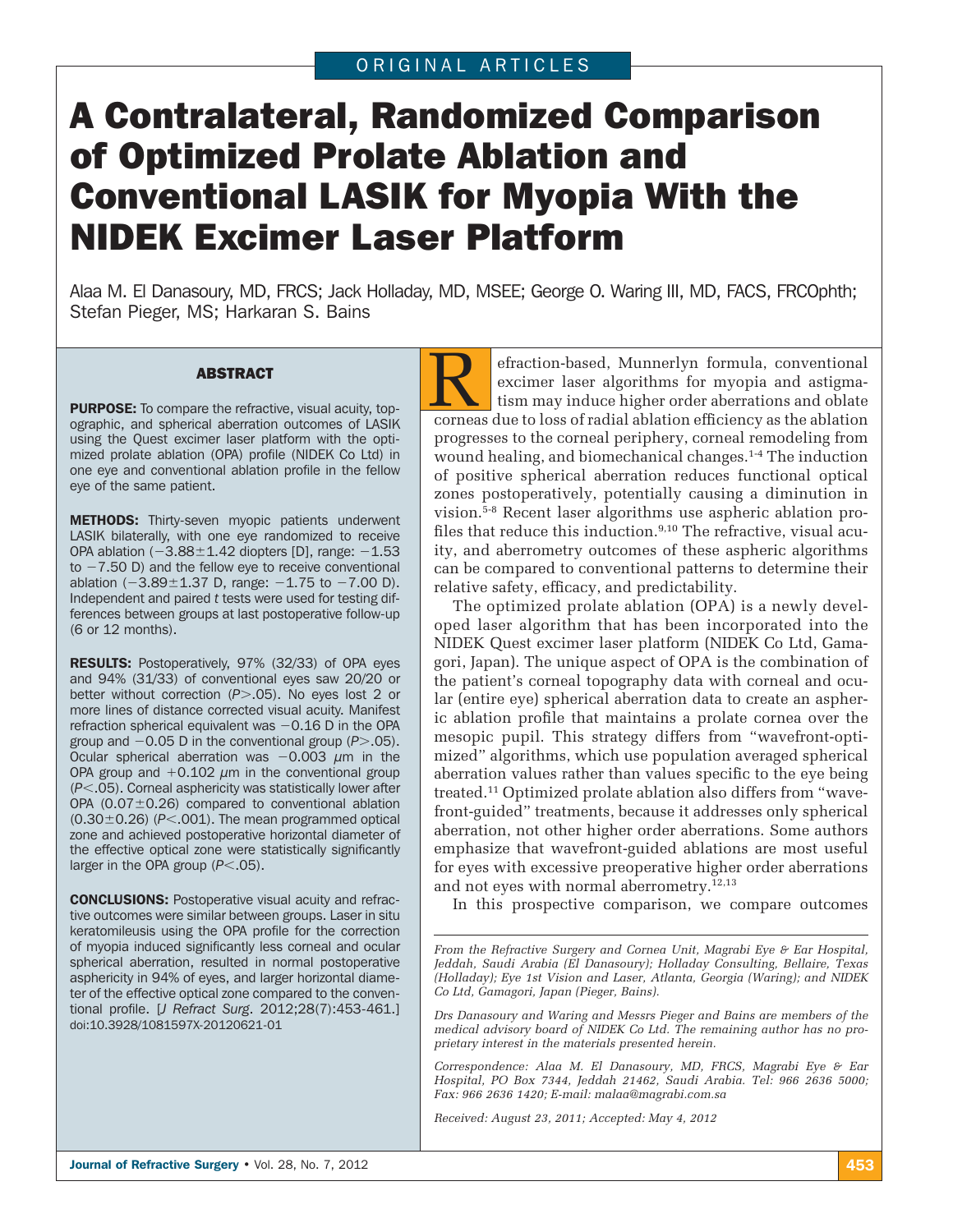ORIGINAL ARTICLES

# A Contralateral, Randomized Comparison of Optimized Prolate Ablation and Conventional LASIK for Myopia With the NIDEK Excimer Laser Platform

Alaa M. El Danasoury, MD, FRCS; Jack Holladay, MD, MSEE; George O. Waring III, MD, FACS, FRCOphth; Stefan Pieger, MS; Harkaran S. Bains

## ABSTRACT

**PURPOSE:** To compare the refractive, visual acuity, topographic, and spherical aberration outcomes of LASIK using the Quest excimer laser platform with the optimized prolate ablation (OPA) profile (NIDEK Co Ltd) in one eye and conventional ablation profile in the fellow eye of the same patient.

**METHODS:** Thirty-seven myopic patients underwent LASIK bilaterally, with one eye randomized to receive OPA ablation (−3.88±1.42 diopters [D], range: −1.53 to −7.50 D) and the fellow eye to receive conventional ablation (−3.89±1.37 D, range: −1.75 to −7.00 D). Independent and paired *t* tests were used for testing differences between groups at last postoperative follow-up (6 or 12 months).

**RESULTS:** Postoperatively, 97% (32/33) of OPA eyes and 94% (31/33) of conventional eyes saw 20/20 or better without correction ($P>.05$). No eyes lost 2 or more lines of distance corrected visual acuity. Manifest refraction spherical equivalent was −0.16 D in the OPA group and −0.05 D in the conventional group ($P>.05$). Ocular spherical aberration was −0.003 μm in the OPA group and +0.102 μm in the conventional group ($P<.05$). Corneal asphericity was statistically lower after OPA (0.07±0.26) compared to conventional ablation (0.30±0.26) ($P<.001$). The mean programmed optical zone and achieved postoperative horizontal diameter of the effective optical zone were statistically significantly larger in the OPA group ($P<.05$).

**CONCLUSIONS:** Postoperative visual acuity and refractive outcomes were similar between groups. Laser in situ keratomileusis using the OPA profile for the correction of myopia induced significantly less corneal and ocular spherical aberration, resulted in normal postoperative asphericity in 94% of eyes, and larger horizontal diameter of the effective optical zone compared to the conventional profile. [*J Refract Surg*. 2012;28(7):453-461.] doi:10.3928/1081597X-20120621-01

Refraction-based, Munnerlyn formula, conventional excimer laser algorithms for myopia and astigmatism may induce higher order aberrations and oblate corneas due to loss of radial ablation efficiency as the ablation progresses to the corneal periphery, corneal remodeling from wound healing, and biomechanical changes.[1-4] The induction of positive spherical aberration reduces functional optical zones postoperatively, potentially causing a diminution in vision.[5-8] Recent laser algorithms use aspheric ablation profiles that reduce this induction.[9,10] The refractive, visual acuity, and aberrometry outcomes of these aspheric algorithms can be compared to conventional patterns to determine their relative safety, efficacy, and predictability.

The optimized prolate ablation (OPA) is a newly developed laser algorithm that has been incorporated into the NIDEK Quest excimer laser platform (NIDEK Co Ltd, Gamagori, Japan). The unique aspect of OPA is the combination of the patient's corneal topography data with corneal and ocular (entire eye) spherical aberration data to create an aspheric ablation profile that maintains a prolate cornea over the mesopic pupil. This strategy differs from "wavefront-optimized" algorithms, which use population averaged spherical aberration values rather than values specific to the eye being treated.[11] Optimized prolate ablation also differs from "wavefront-guided" treatments, because it addresses only spherical aberration, not other higher order aberrations. Some authors emphasize that wavefront-guided ablations are most useful for eyes with excessive preoperative higher order aberrations and not eyes with normal aberrometry.[12,13]

In this prospective comparison, we compare outcomes

*From the Refractive Surgery and Cornea Unit, Magrabi Eye & Ear Hospital, Jeddah, Saudi Arabia (El Danasoury); Holladay Consulting, Bellaire, Texas (Holladay); Eye 1st Vision and Laser, Atlanta, Georgia (Waring); and NIDEK Co Ltd, Gamagori, Japan (Pieger, Bains).*

*Drs Danasoury and Waring and Messrs Pieger and Bains are members of the medical advisory board of NIDEK Co Ltd. The remaining author has no proprietary interest in the materials presented herein.*

*Correspondence: Alaa M. El Danasoury, MD, FRCS, Magrabi Eye & Ear Hospital, PO Box 7344, Jeddah 21462, Saudi Arabia. Tel: 966 2636 5000; Fax: 966 2636 1420; E-mail: malaa@magrabi.com.sa*

*Received: August 23, 2011; Accepted: May 4, 2012*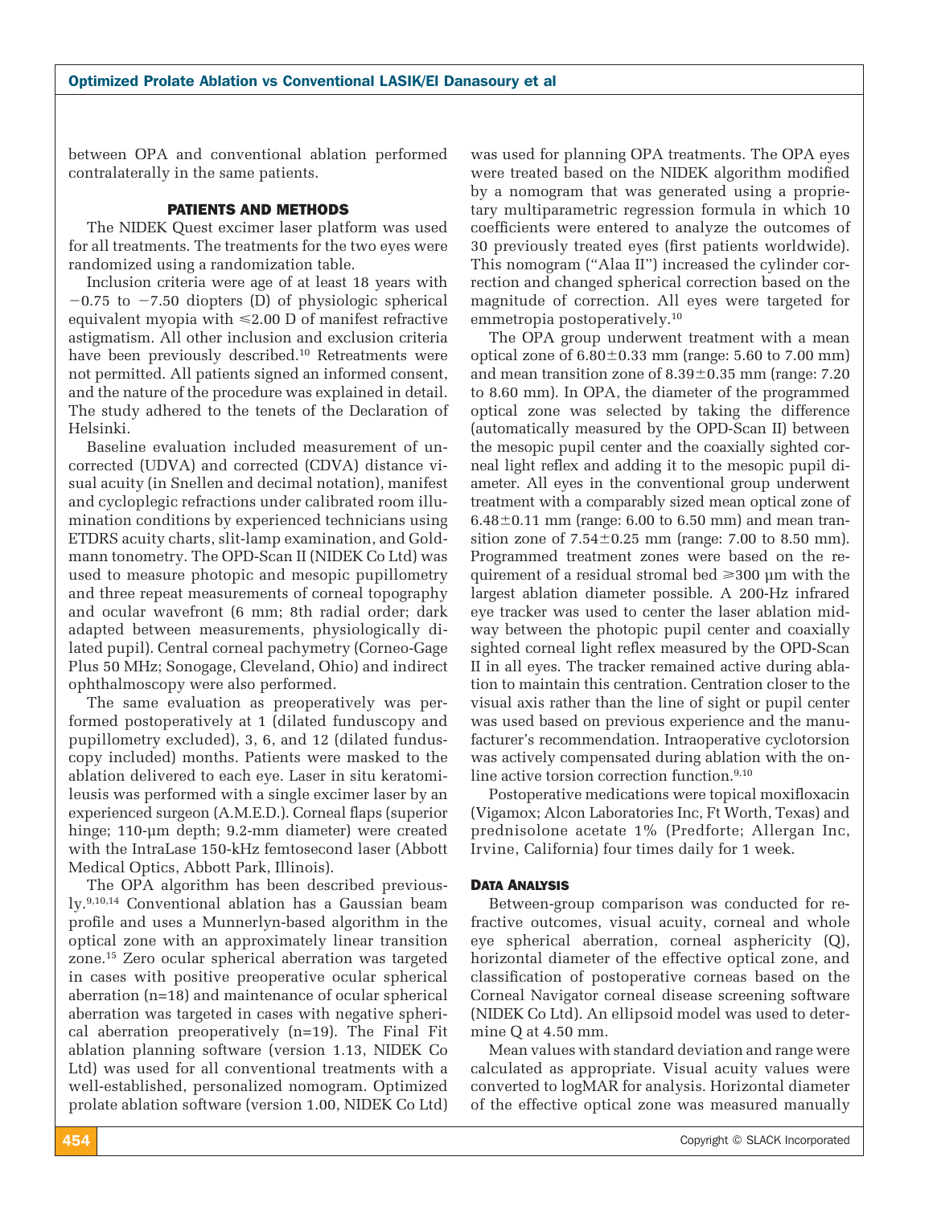between OPA and conventional ablation performed contralaterally in the same patients.

## PATIENTS AND METHODS

The NIDEK Quest excimer laser platform was used for all treatments. The treatments for the two eyes were randomized using a randomization table.

Inclusion criteria were age of at least 18 years with −0.75 to −7.50 diopters (D) of physiologic spherical equivalent myopia with ≤2.00 D of manifest refractive astigmatism. All other inclusion and exclusion criteria have been previously described.[10] Retreatments were not permitted. All patients signed an informed consent, and the nature of the procedure was explained in detail. The study adhered to the tenets of the Declaration of Helsinki.

Baseline evaluation included measurement of uncorrected (UDVA) and corrected (CDVA) distance visual acuity (in Snellen and decimal notation), manifest and cycloplegic refractions under calibrated room illumination conditions by experienced technicians using ETDRS acuity charts, slit-lamp examination, and Goldmann tonometry. The OPD-Scan II (NIDEK Co Ltd) was used to measure photopic and mesopic pupillometry and three repeat measurements of corneal topography and ocular wavefront (6 mm; 8th radial order; dark adapted between measurements, physiologically dilated pupil). Central corneal pachymetry (Corneo-Gage Plus 50 MHz; Sonogage, Cleveland, Ohio) and indirect ophthalmoscopy were also performed.

The same evaluation as preoperatively was performed postoperatively at 1 (dilated funduscopy and pupillometry excluded), 3, 6, and 12 (dilated funduscopy included) months. Patients were masked to the ablation delivered to each eye. Laser in situ keratomileusis was performed with a single excimer laser by an experienced surgeon (A.M.E.D.). Corneal flaps (superior hinge; 110-µm depth; 9.2-mm diameter) were created with the IntraLase 150-kHz femtosecond laser (Abbott Medical Optics, Abbott Park, Illinois).

The OPA algorithm has been described previously.[9,10,14] Conventional ablation has a Gaussian beam profile and uses a Munnerlyn-based algorithm in the optical zone with an approximately linear transition zone.[15] Zero ocular spherical aberration was targeted in cases with positive preoperative ocular spherical aberration (n=18) and maintenance of ocular spherical aberration was targeted in cases with negative spherical aberration preoperatively (n=19). The Final Fit ablation planning software (version 1.13, NIDEK Co Ltd) was used for all conventional treatments with a well-established, personalized nomogram. Optimized prolate ablation software (version 1.00, NIDEK Co Ltd) was used for planning OPA treatments. The OPA eyes were treated based on the NIDEK algorithm modified by a nomogram that was generated using a proprietary multiparametric regression formula in which 10 coefficients were entered to analyze the outcomes of 30 previously treated eyes (first patients worldwide). This nomogram ("Alaa II") increased the cylinder correction and changed spherical correction based on the magnitude of correction. All eyes were targeted for emmetropia postoperatively.[10]

The OPA group underwent treatment with a mean optical zone of 6.80±0.33 mm (range: 5.60 to 7.00 mm) and mean transition zone of 8.39±0.35 mm (range: 7.20 to 8.60 mm). In OPA, the diameter of the programmed optical zone was selected by taking the difference (automatically measured by the OPD-Scan II) between the mesopic pupil center and the coaxially sighted corneal light reflex and adding it to the mesopic pupil diameter. All eyes in the conventional group underwent treatment with a comparably sized mean optical zone of 6.48±0.11 mm (range: 6.00 to 6.50 mm) and mean transition zone of 7.54±0.25 mm (range: 7.00 to 8.50 mm). Programmed treatment zones were based on the requirement of a residual stromal bed ≥300 µm with the largest ablation diameter possible. A 200-Hz infrared eye tracker was used to center the laser ablation midway between the photopic pupil center and coaxially sighted corneal light reflex measured by the OPD-Scan II in all eyes. The tracker remained active during ablation to maintain this centration. Centration closer to the visual axis rather than the line of sight or pupil center was used based on previous experience and the manufacturer's recommendation. Intraoperative cyclotorsion was actively compensated during ablation with the online active torsion correction function.[9,10]

Postoperative medications were topical moxifloxacin (Vigamox; Alcon Laboratories Inc, Ft Worth, Texas) and prednisolone acetate 1% (Predforte; Allergan Inc, Irvine, California) four times daily for 1 week.

### DATA ANALYSIS

Between-group comparison was conducted for refractive outcomes, visual acuity, corneal and whole eye spherical aberration, corneal asphericity (Q), horizontal diameter of the effective optical zone, and classification of postoperative corneas based on the Corneal Navigator corneal disease screening software (NIDEK Co Ltd). An ellipsoid model was used to determine Q at 4.50 mm.

Mean values with standard deviation and range were calculated as appropriate. Visual acuity values were converted to logMAR for analysis. Horizontal diameter of the effective optical zone was measured manually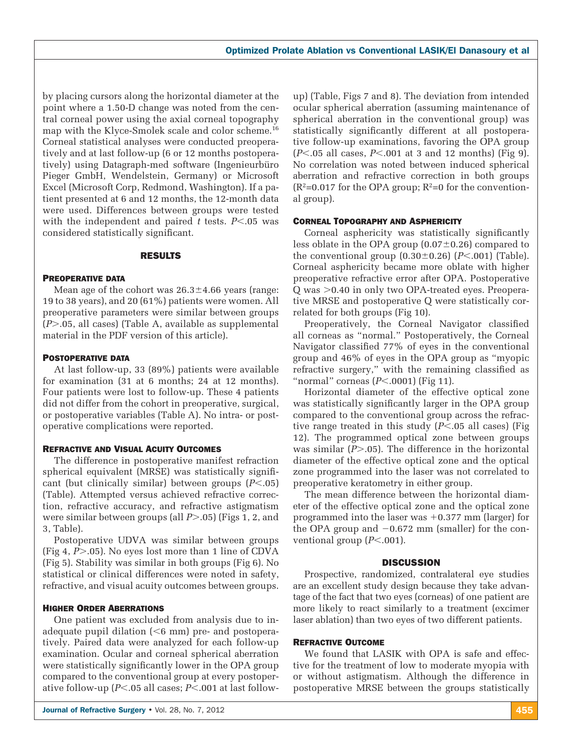by placing cursors along the horizontal diameter at the point where a 1.50-D change was noted from the central corneal power using the axial corneal topography map with the Klyce-Smolek scale and color scheme.[16] Corneal statistical analyses were conducted preoperatively and at last follow-up (6 or 12 months postoperatively) using Datagraph-med software (Ingenieurbüro Pieger GmbH, Wendelstein, Germany) or Microsoft Excel (Microsoft Corp, Redmond, Washington). If a patient presented at 6 and 12 months, the 12-month data were used. Differences between groups were tested with the independent and paired *t* tests. $P<.05$ was considered statistically significant.

## RESULTS

### PREOPERATIVE DATA

Mean age of the cohort was 26.3±4.66 years (range: 19 to 38 years), and 20 (61%) patients were women. All preoperative parameters were similar between groups ($P>.05$, all cases) (Table A, available as supplemental material in the PDF version of this article).

### POSTOPERATIVE DATA

At last follow-up, 33 (89%) patients were available for examination (31 at 6 months; 24 at 12 months). Four patients were lost to follow-up. These 4 patients did not differ from the cohort in preoperative, surgical, or postoperative variables (Table A). No intra- or postoperative complications were reported.

### REFRACTIVE AND VISUAL ACUITY OUTCOMES

The difference in postoperative manifest refraction spherical equivalent (MRSE) was statistically significant (but clinically similar) between groups ($P<.05$) (Table). Attempted versus achieved refractive correction, refractive accuracy, and refractive astigmatism were similar between groups (all $P>.05$) (Figs 1, 2, and 3, Table).

Postoperative UDVA was similar between groups (Fig 4, $P>.05$). No eyes lost more than 1 line of CDVA (Fig 5). Stability was similar in both groups (Fig 6). No statistical or clinical differences were noted in safety, refractive, and visual acuity outcomes between groups.

### HIGHER ORDER ABERRATIONS

One patient was excluded from analysis due to inadequate pupil dilation (<6 mm) pre- and postoperatively. Paired data were analyzed for each follow-up examination. Ocular and corneal spherical aberration were statistically significantly lower in the OPA group compared to the conventional group at every postoperative follow-up ($P<.05$ all cases; $P<.001$ at last follow-up) (Table, Figs 7 and 8). The deviation from intended ocular spherical aberration (assuming maintenance of spherical aberration in the conventional group) was statistically significantly different at all postoperative follow-up examinations, favoring the OPA group ($P<.05$ all cases, $P<.001$ at 3 and 12 months) (Fig 9). No correlation was noted between induced spherical aberration and refractive correction in both groups ($R^2$=0.017 for the OPA group; $R^2$=0 for the conventional group).

### CORNEAL TOPOGRAPHY AND ASPHERICITY

Corneal asphericity was statistically significantly less oblate in the OPA group (0.07±0.26) compared to the conventional group (0.30±0.26) ($P<.001$) (Table). Corneal asphericity became more oblate with higher preoperative refractive error after OPA. Postoperative Q was >0.40 in only two OPA-treated eyes. Preoperative MRSE and postoperative Q were statistically correlated for both groups (Fig 10).

Preoperatively, the Corneal Navigator classified all corneas as "normal." Postoperatively, the Corneal Navigator classified 77% of eyes in the conventional group and 46% of eyes in the OPA group as "myopic refractive surgery," with the remaining classified as "normal" corneas ($P<.0001$) (Fig 11).

Horizontal diameter of the effective optical zone was statistically significantly larger in the OPA group compared to the conventional group across the refractive range treated in this study ($P<.05$ all cases) (Fig 12). The programmed optical zone between groups was similar ($P>.05$). The difference in the horizontal diameter of the effective optical zone and the optical zone programmed into the laser was not correlated to preoperative keratometry in either group.

The mean difference between the horizontal diameter of the effective optical zone and the optical zone programmed into the laser was +0.377 mm (larger) for the OPA group and −0.672 mm (smaller) for the conventional group ($P<.001$).

## DISCUSSION

Prospective, randomized, contralateral eye studies are an excellent study design because they take advantage of the fact that two eyes (corneas) of one patient are more likely to react similarly to a treatment (excimer laser ablation) than two eyes of two different patients.

### REFRACTIVE OUTCOME

We found that LASIK with OPA is safe and effective for the treatment of low to moderate myopia with or without astigmatism. Although the difference in postoperative MRSE between the groups statistically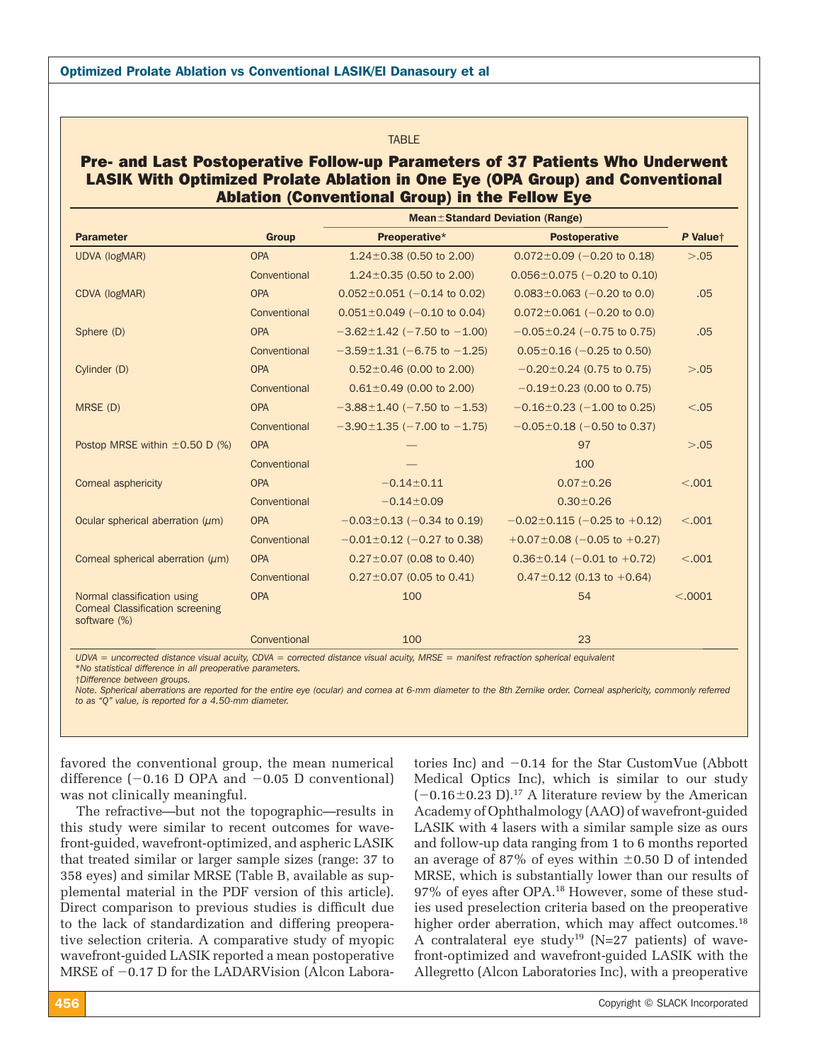TABLE

**Pre- and Last Postoperative Follow-up Parameters of 37 Patients Who Underwent LASIK With Optimized Prolate Ablation in One Eye (OPA Group) and Conventional Ablation (Conventional Group) in the Fellow Eye**

| | | Mean±Standard Deviation (Range) | | |
|---|---|---|---|---|
| Parameter | Group | Preoperative* | Postoperative | *P* Value† |
| UDVA (logMAR) | OPA | 1.24±0.38 (0.50 to 2.00) | 0.072±0.09 (−0.20 to 0.18) | >.05 |
| | Conventional | 1.24±0.35 (0.50 to 2.00) | 0.056±0.075 (−0.20 to 0.10) | |
| CDVA (logMAR) | OPA | 0.052±0.051 (−0.14 to 0.02) | 0.083±0.063 (−0.20 to 0.0) | .05 |
| | Conventional | 0.051±0.049 (−0.10 to 0.04) | 0.072±0.061 (−0.20 to 0.0) | |
| Sphere (D) | OPA | −3.62±1.42 (−7.50 to −1.00) | −0.05±0.24 (−0.75 to 0.75) | .05 |
| | Conventional | −3.59±1.31 (−6.75 to −1.25) | 0.05±0.16 (−0.25 to 0.50) | |
| Cylinder (D) | OPA | 0.52±0.46 (0.00 to 2.00) | −0.20±0.24 (0.75 to 0.75) | >.05 |
| | Conventional | 0.61±0.49 (0.00 to 2.00) | −0.19±0.23 (0.00 to 0.75) | |
| MRSE (D) | OPA | −3.88±1.40 (−7.50 to −1.53) | −0.16±0.23 (−1.00 to 0.25) | <.05 |
| | Conventional | −3.90±1.35 (−7.00 to −1.75) | −0.05±0.18 (−0.50 to 0.37) | |
| Postop MRSE within ±0.50 D (%) | OPA | — | 97 | >.05 |
| | Conventional | — | 100 | |
| Corneal asphericity | OPA | −0.14±0.11 | 0.07±0.26 | <.001 |
| | Conventional | −0.14±0.09 | 0.30±0.26 | |
| Ocular spherical aberration (μm) | OPA | −0.03±0.13 (−0.34 to 0.19) | −0.02±0.115 (−0.25 to +0.12) | <.001 |
| | Conventional | −0.01±0.12 (−0.27 to 0.38) | +0.07±0.08 (−0.05 to +0.27) | |
| Corneal spherical aberration (μm) | OPA | 0.27±0.07 (0.08 to 0.40) | 0.36±0.14 (−0.01 to +0.72) | <.001 |
| | Conventional | 0.27±0.07 (0.05 to 0.41) | 0.47±0.12 (0.13 to +0.64) | |
| Normal classification using Corneal Classification screening software (%) | OPA | 100 | 54 | <.0001 |
| | Conventional | 100 | 23 | |

*UDVA = uncorrected distance visual acuity, CDVA = corrected distance visual acuity, MRSE = manifest refraction spherical equivalent*
*\*No statistical difference in all preoperative parameters.*
*†Difference between groups.*
*Note. Spherical aberrations are reported for the entire eye (ocular) and cornea at 6-mm diameter to the 8th Zernike order. Corneal asphericity, commonly referred to as "Q" value, is reported for a 4.50-mm diameter.*

favored the conventional group, the mean numerical difference (−0.16 D OPA and −0.05 D conventional) was not clinically meaningful.

The refractive—but not the topographic—results in this study were similar to recent outcomes for wavefront-guided, wavefront-optimized, and aspheric LASIK that treated similar or larger sample sizes (range: 37 to 358 eyes) and similar MRSE (Table B, available as supplemental material in the PDF version of this article). Direct comparison to previous studies is difficult due to the lack of standardization and differing preoperative selection criteria. A comparative study of myopic wavefront-guided LASIK reported a mean postoperative MRSE of −0.17 D for the LADARVision (Alcon Laboratories Inc) and −0.14 for the Star CustomVue (Abbott Medical Optics Inc), which is similar to our study (−0.16±0.23 D).[17] A literature review by the American Academy of Ophthalmology (AAO) of wavefront-guided LASIK with 4 lasers with a similar sample size as ours and follow-up data ranging from 1 to 6 months reported an average of 87% of eyes within ±0.50 D of intended MRSE, which is substantially lower than our results of 97% of eyes after OPA.[18] However, some of these studies used preselection criteria based on the preoperative higher order aberration, which may affect outcomes.[18] A contralateral eye study[19] (N=27 patients) of wavefront-optimized and wavefront-guided LASIK with the Allegretto (Alcon Laboratories Inc), with a preoperative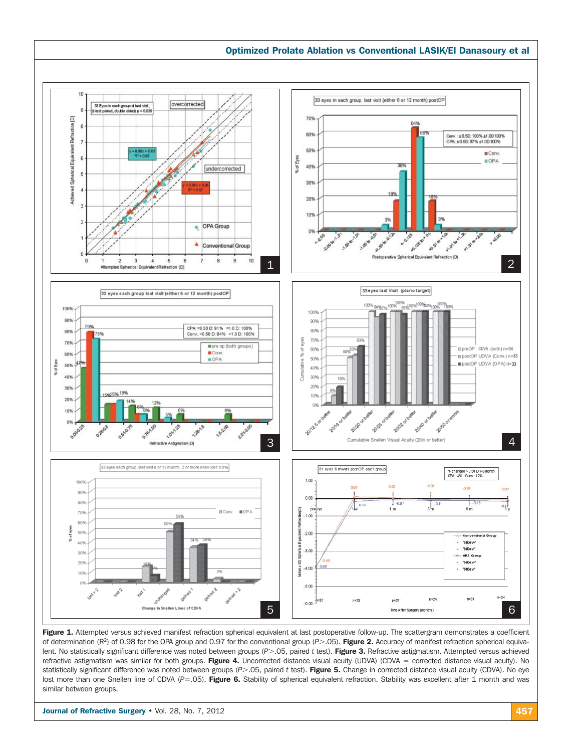**Figure 1.** Attempted versus achieved manifest refraction spherical equivalent at last postoperative follow-up. The scattergram demonstrates a coefficient of determination ($R^2$) of 0.98 for the OPA group and 0.97 for the conventional group ($P>.05$). **Figure 2.** Accuracy of manifest refraction spherical equivalent. No statistically significant difference was noted between groups ($P>.05$, paired *t* test). **Figure 3.** Refractive astigmatism. Attempted versus achieved refractive astigmatism was similar for both groups. **Figure 4.** Uncorrected distance visual acuity (UDVA) (CDVA = corrected distance visual acuity). No statistically significant difference was noted between groups ($P>.05$, paired *t* test). **Figure 5.** Change in corrected distance visual acuity (CDVA). No eye lost more than one Snellen line of CDVA ($P=.05$). **Figure 6.** Stability of spherical equivalent refraction. Stability was excellent after 1 month and was similar between groups.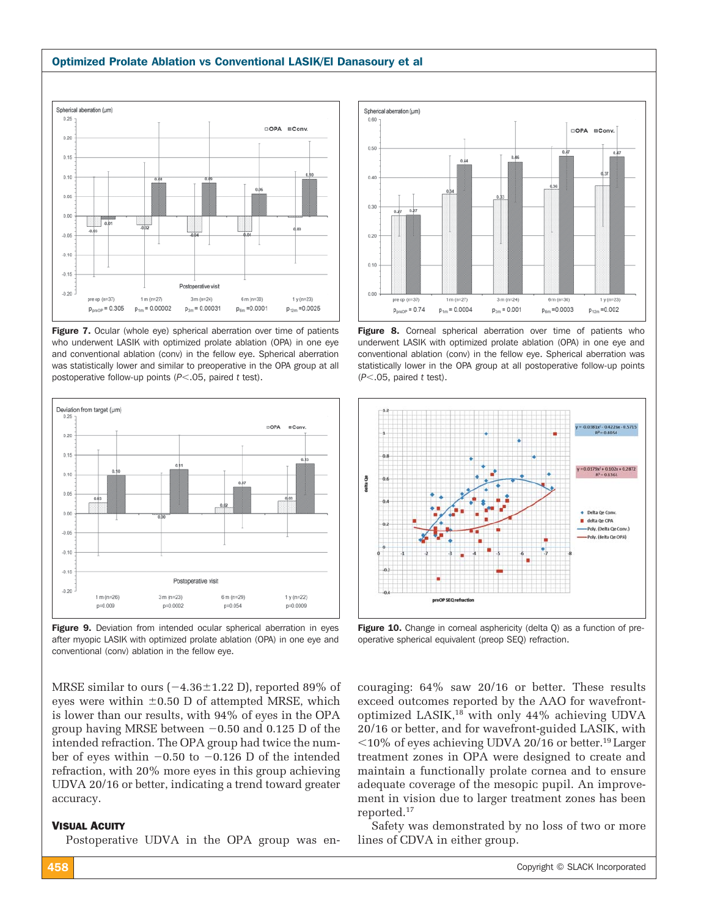**Figure 7.** Ocular (whole eye) spherical aberration over time of patients who underwent LASIK with optimized prolate ablation (OPA) in one eye and conventional ablation (conv) in the fellow eye. Spherical aberration was statistically lower and similar to preoperative in the OPA group at all postoperative follow-up points ($P<.05$, paired $t$ test).

**Figure 8.** Corneal spherical aberration over time of patients who underwent LASIK with optimized prolate ablation (OPA) in one eye and conventional ablation (conv) in the fellow eye. Spherical aberration was statistically lower in the OPA group at all postoperative follow-up points ($P<.05$, paired $t$ test).

**Figure 9.** Deviation from intended ocular spherical aberration in eyes after myopic LASIK with optimized prolate ablation (OPA) in one eye and conventional (conv) ablation in the fellow eye.

**Figure 10.** Change in corneal asphericity (delta Q) as a function of preoperative spherical equivalent (preop SEQ) refraction.

MRSE similar to ours (−4.36±1.22 D), reported 89% of eyes were within ±0.50 D of attempted MRSE, which is lower than our results, with 94% of eyes in the OPA group having MRSE between −0.50 and 0.125 D of the intended refraction. The OPA group had twice the number of eyes within −0.50 to −0.126 D of the intended refraction, with 20% more eyes in this group achieving UDVA 20/16 or better, indicating a trend toward greater accuracy.

### Visual Acuity

Postoperative UDVA in the OPA group was encouraging: 64% saw 20/16 or better. These results exceed outcomes reported by the AAO for wavefront-optimized LASIK,[18] with only 44% achieving UDVA 20/16 or better, and for wavefront-guided LASIK, with <10% of eyes achieving UDVA 20/16 or better.[19] Larger treatment zones in OPA were designed to create and maintain a functionally prolate cornea and to ensure adequate coverage of the mesopic pupil. An improvement in vision due to larger treatment zones has been reported.[17]

Safety was demonstrated by no loss of two or more lines of CDVA in either group.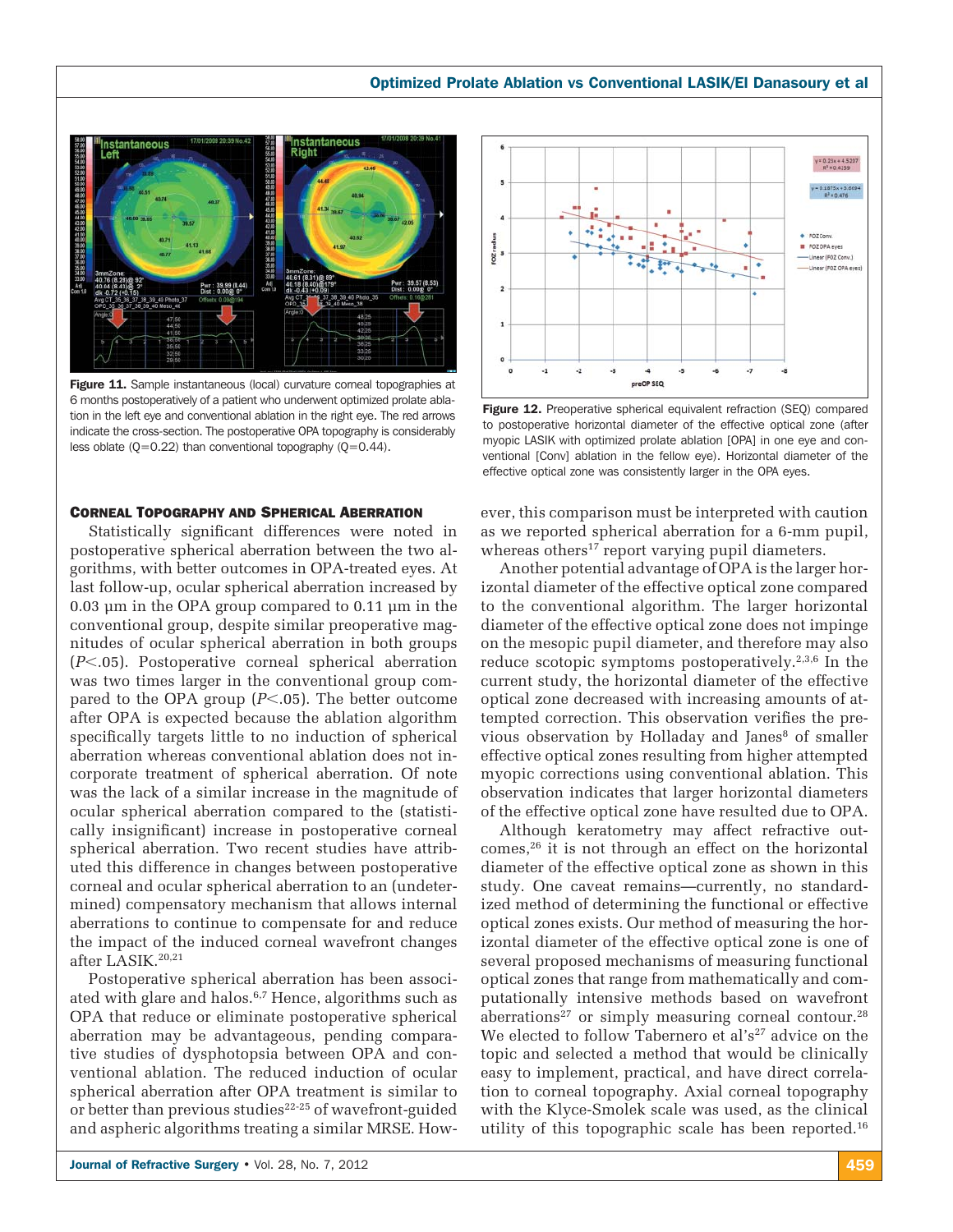Figure 11. Sample instantaneous (local) curvature corneal topographies at 6 months postoperatively of a patient who underwent optimized prolate ablation in the left eye and conventional ablation in the right eye. The red arrows indicate the cross-section. The postoperative OPA topography is considerably less oblate (Q=0.22) than conventional topography (Q=0.44).

Figure 12. Preoperative spherical equivalent refraction (SEQ) compared to postoperative horizontal diameter of the effective optical zone (after myopic LASIK with optimized prolate ablation [OPA] in one eye and conventional [Conv] ablation in the fellow eye). Horizontal diameter of the effective optical zone was consistently larger in the OPA eyes.

## Corneal Topography and Spherical Aberration

Statistically significant differences were noted in postoperative spherical aberration between the two algorithms, with better outcomes in OPA-treated eyes. At last follow-up, ocular spherical aberration increased by 0.03 µm in the OPA group compared to 0.11 µm in the conventional group, despite similar preoperative magnitudes of ocular spherical aberration in both groups ($P<.05$). Postoperative corneal spherical aberration was two times larger in the conventional group compared to the OPA group ($P<.05$). The better outcome after OPA is expected because the ablation algorithm specifically targets little to no induction of spherical aberration whereas conventional ablation does not incorporate treatment of spherical aberration. Of note was the lack of a similar increase in the magnitude of ocular spherical aberration compared to the (statistically insignificant) increase in postoperative corneal spherical aberration. Two recent studies have attributed this difference in changes between postoperative corneal and ocular spherical aberration to an (undetermined) compensatory mechanism that allows internal aberrations to continue to compensate for and reduce the impact of the induced corneal wavefront changes after LASIK.[20,21]

Postoperative spherical aberration has been associated with glare and halos.[6,7] Hence, algorithms such as OPA that reduce or eliminate postoperative spherical aberration may be advantageous, pending comparative studies of dysphotopsia between OPA and conventional ablation. The reduced induction of ocular spherical aberration after OPA treatment is similar to or better than previous studies[22-25] of wavefront-guided and aspheric algorithms treating a similar MRSE. However, this comparison must be interpreted with caution as we reported spherical aberration for a 6-mm pupil, whereas others[17] report varying pupil diameters.

Another potential advantage of OPA is the larger horizontal diameter of the effective optical zone compared to the conventional algorithm. The larger horizontal diameter of the effective optical zone does not impinge on the mesopic pupil diameter, and therefore may also reduce scotopic symptoms postoperatively.[2,3,6] In the current study, the horizontal diameter of the effective optical zone decreased with increasing amounts of attempted correction. This observation verifies the previous observation by Holladay and Janes[8] of smaller effective optical zones resulting from higher attempted myopic corrections using conventional ablation. This observation indicates that larger horizontal diameters of the effective optical zone have resulted due to OPA.

Although keratometry may affect refractive outcomes,[26] it is not through an effect on the horizontal diameter of the effective optical zone as shown in this study. One caveat remains—currently, no standardized method of determining the functional or effective optical zones exists. Our method of measuring the horizontal diameter of the effective optical zone is one of several proposed mechanisms of measuring functional optical zones that range from mathematically and computationally intensive methods based on wavefront aberrations[27] or simply measuring corneal contour.[28] We elected to follow Tabernero et al's[27] advice on the topic and selected a method that would be clinically easy to implement, practical, and have direct correlation to corneal topography. Axial corneal topography with the Klyce-Smolek scale was used, as the clinical utility of this topographic scale has been reported.[16]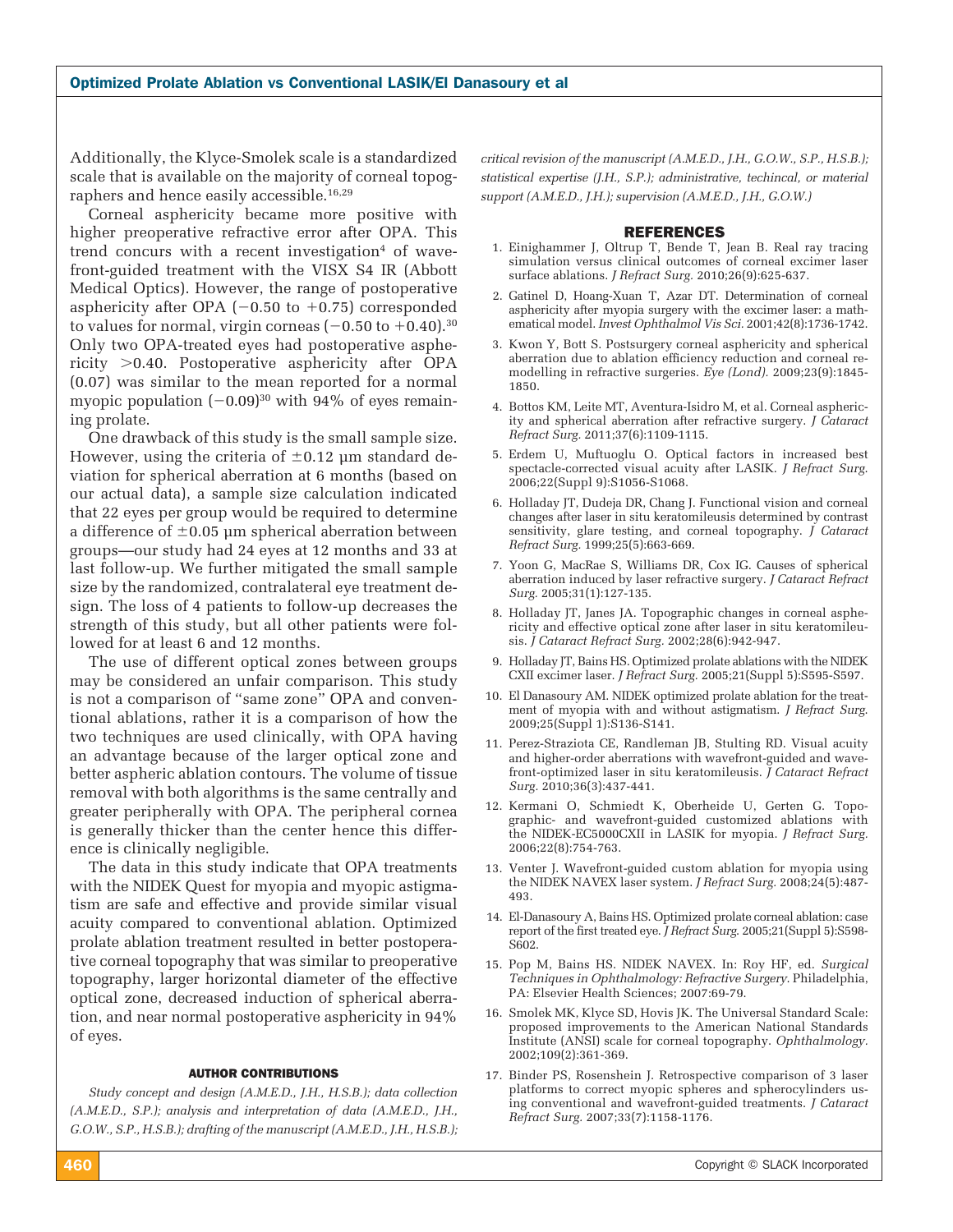Additionally, the Klyce-Smolek scale is a standardized scale that is available on the majority of corneal topographers and hence easily accessible.[16,29]

Corneal asphericity became more positive with higher preoperative refractive error after OPA. This trend concurs with a recent investigation[4] of wavefront-guided treatment with the VISX S4 IR (Abbott Medical Optics). However, the range of postoperative asphericity after OPA (−0.50 to +0.75) corresponded to values for normal, virgin corneas (−0.50 to +0.40).[30] Only two OPA-treated eyes had postoperative asphericity >0.40. Postoperative asphericity after OPA (0.07) was similar to the mean reported for a normal myopic population (−0.09)[30] with 94% of eyes remaining prolate.

One drawback of this study is the small sample size. However, using the criteria of ±0.12 μm standard deviation for spherical aberration at 6 months (based on our actual data), a sample size calculation indicated that 22 eyes per group would be required to determine a difference of ±0.05 μm spherical aberration between groups—our study had 24 eyes at 12 months and 33 at last follow-up. We further mitigated the small sample size by the randomized, contralateral eye treatment design. The loss of 4 patients to follow-up decreases the strength of this study, but all other patients were followed for at least 6 and 12 months.

The use of different optical zones between groups may be considered an unfair comparison. This study is not a comparison of "same zone" OPA and conventional ablations, rather it is a comparison of how the two techniques are used clinically, with OPA having an advantage because of the larger optical zone and better aspheric ablation contours. The volume of tissue removal with both algorithms is the same centrally and greater peripherally with OPA. The peripheral cornea is generally thicker than the center hence this difference is clinically negligible.

The data in this study indicate that OPA treatments with the NIDEK Quest for myopia and myopic astigmatism are safe and effective and provide similar visual acuity compared to conventional ablation. Optimized prolate ablation treatment resulted in better postoperative corneal topography that was similar to preoperative topography, larger horizontal diameter of the effective optical zone, decreased induction of spherical aberration, and near normal postoperative asphericity in 94% of eyes.

## AUTHOR CONTRIBUTIONS

*Study concept and design (A.M.E.D., J.H., H.S.B.); data collection (A.M.E.D., S.P.); analysis and interpretation of data (A.M.E.D., J.H., G.O.W., S.P., H.S.B.); drafting of the manuscript (A.M.E.D., J.H., H.S.B.); critical revision of the manuscript (A.M.E.D., J.H., G.O.W., S.P., H.S.B.); statistical expertise (J.H., S.P.); administrative, techincal, or material support (A.M.E.D., J.H.); supervision (A.M.E.D., J.H., G.O.W.)*

## REFERENCES

1. Einighammer J, Oltrup T, Bende T, Jean B. Real ray tracing simulation versus clinical outcomes of corneal excimer laser surface ablations. *J Refract Surg.* 2010;26(9):625-637.
2. Gatinel D, Hoang-Xuan T, Azar DT. Determination of corneal asphericity after myopia surgery with the excimer laser: a mathematical model. *Invest Ophthalmol Vis Sci.* 2001;42(8):1736-1742.
3. Kwon Y, Bott S. Postsurgery corneal asphericity and spherical aberration due to ablation efficiency reduction and corneal remodelling in refractive surgeries. *Eye (Lond).* 2009;23(9):1845-1850.
4. Bottos KM, Leite MT, Aventura-Isidro M, et al. Corneal asphericity and spherical aberration after refractive surgery. *J Cataract Refract Surg.* 2011;37(6):1109-1115.
5. Erdem U, Muftuoglu O. Optical factors in increased best spectacle-corrected visual acuity after LASIK. *J Refract Surg.* 2006;22(Suppl 9):S1056-S1068.
6. Holladay JT, Dudeja DR, Chang J. Functional vision and corneal changes after laser in situ keratomileusis determined by contrast sensitivity, glare testing, and corneal topography. *J Cataract Refract Surg.* 1999;25(5):663-669.
7. Yoon G, MacRae S, Williams DR, Cox IG. Causes of spherical aberration induced by laser refractive surgery. *J Cataract Refract Surg.* 2005;31(1):127-135.
8. Holladay JT, Janes JA. Topographic changes in corneal asphericity and effective optical zone after laser in situ keratomileusis. *J Cataract Refract Surg.* 2002;28(6):942-947.
9. Holladay JT, Bains HS. Optimized prolate ablations with the NIDEK CXII excimer laser. *J Refract Surg.* 2005;21(Suppl 5):S595-S597.
10. El Danasoury AM. NIDEK optimized prolate ablation for the treatment of myopia with and without astigmatism. *J Refract Surg.* 2009;25(Suppl 1):S136-S141.
11. Perez-Straziota CE, Randleman JB, Stulting RD. Visual acuity and higher-order aberrations with wavefront-guided and wavefront-optimized laser in situ keratomileusis. *J Cataract Refract Surg.* 2010;36(3):437-441.
12. Kermani O, Schmiedt K, Oberheide U, Gerten G. Topographic- and wavefront-guided customized ablations with the NIDEK-EC5000CXII in LASIK for myopia. *J Refract Surg.* 2006;22(8):754-763.
13. Venter J. Wavefront-guided custom ablation for myopia using the NIDEK NAVEX laser system. *J Refract Surg.* 2008;24(5):487-493.
14. El-Danasoury A, Bains HS. Optimized prolate corneal ablation: case report of the first treated eye. *J Refract Surg.* 2005;21(Suppl 5):S598-S602.
15. Pop M, Bains HS. NIDEK NAVEX. In: Roy HF, ed. *Surgical Techniques in Ophthalmology: Refractive Surgery.* Philadelphia, PA: Elsevier Health Sciences; 2007:69-79.
16. Smolek MK, Klyce SD, Hovis JK. The Universal Standard Scale: proposed improvements to the American National Standards Institute (ANSI) scale for corneal topography. *Ophthalmology.* 2002;109(2):361-369.
17. Binder PS, Rosenshein J. Retrospective comparison of 3 laser platforms to correct myopic spheres and spherocylinders using conventional and wavefront-guided treatments. *J Cataract Refract Surg.* 2007;33(7):1158-1176.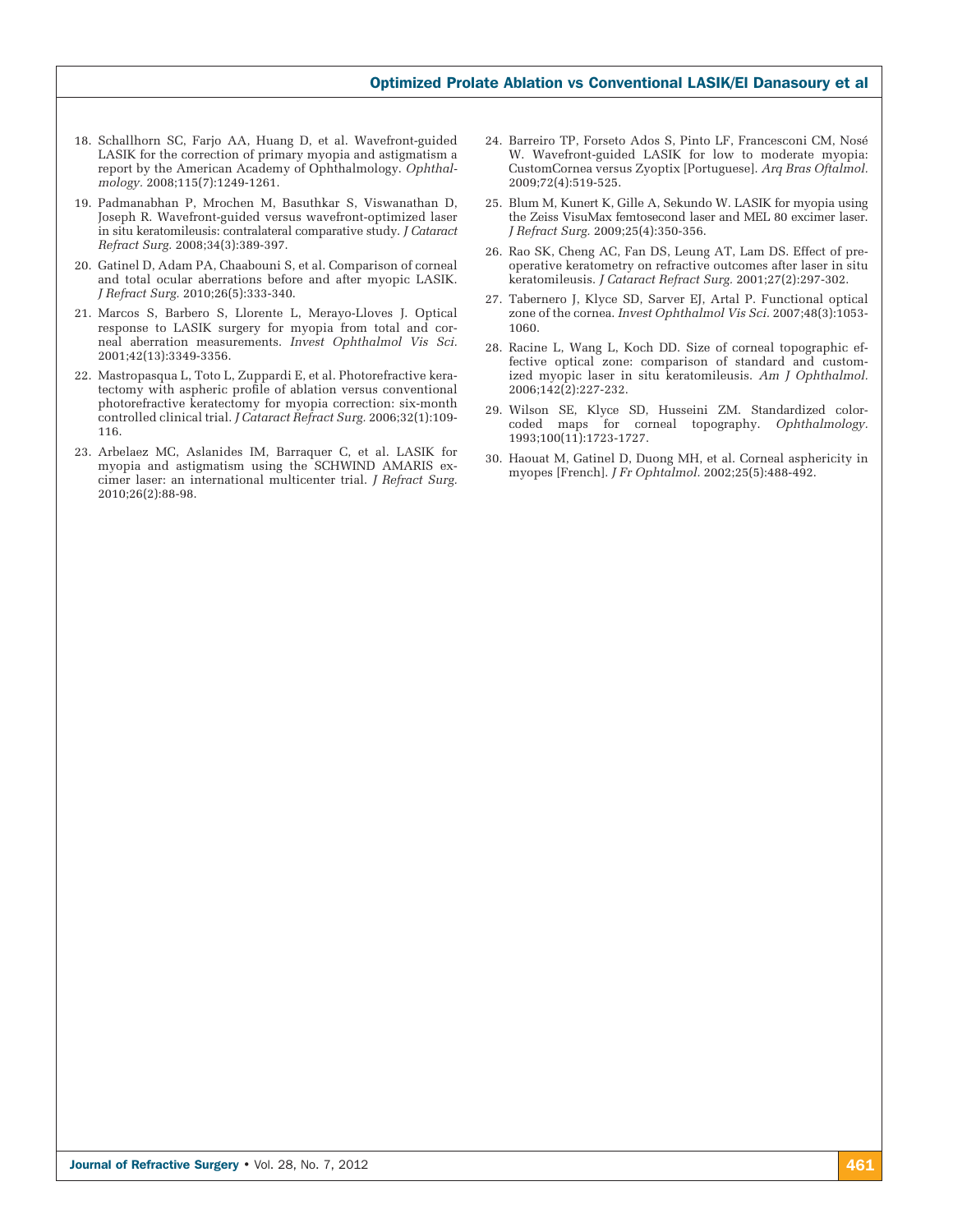18. Schallhorn SC, Farjo AA, Huang D, et al. Wavefront-guided LASIK for the correction of primary myopia and astigmatism a report by the American Academy of Ophthalmology. *Ophthalmology.* 2008;115(7):1249-1261.

19. Padmanabhan P, Mrochen M, Basuthkar S, Viswanathan D, Joseph R. Wavefront-guided versus wavefront-optimized laser in situ keratomileusis: contralateral comparative study. *J Cataract Refract Surg.* 2008;34(3):389-397.

20. Gatinel D, Adam PA, Chaabouni S, et al. Comparison of corneal and total ocular aberrations before and after myopic LASIK. *J Refract Surg.* 2010;26(5):333-340.

21. Marcos S, Barbero S, Llorente L, Merayo-Lloves J. Optical response to LASIK surgery for myopia from total and corneal aberration measurements. *Invest Ophthalmol Vis Sci.* 2001;42(13):3349-3356.

22. Mastropasqua L, Toto L, Zuppardi E, et al. Photorefractive keratectomy with aspheric profile of ablation versus conventional photorefractive keratectomy for myopia correction: six-month controlled clinical trial. *J Cataract Refract Surg.* 2006;32(1):109-116.

23. Arbelaez MC, Aslanides IM, Barraquer C, et al. LASIK for myopia and astigmatism using the SCHWIND AMARIS excimer laser: an international multicenter trial. *J Refract Surg.* 2010;26(2):88-98.

24. Barreiro TP, Forseto Ados S, Pinto LF, Francesconi CM, Nosé W. Wavefront-guided LASIK for low to moderate myopia: CustomCornea versus Zyoptix [Portuguese]. *Arq Bras Oftalmol.* 2009;72(4):519-525.

25. Blum M, Kunert K, Gille A, Sekundo W. LASIK for myopia using the Zeiss VisuMax femtosecond laser and MEL 80 excimer laser. *J Refract Surg.* 2009;25(4):350-356.

26. Rao SK, Cheng AC, Fan DS, Leung AT, Lam DS. Effect of preoperative keratometry on refractive outcomes after laser in situ keratomileusis. *J Cataract Refract Surg.* 2001;27(2):297-302.

27. Tabernero J, Klyce SD, Sarver EJ, Artal P. Functional optical zone of the cornea. *Invest Ophthalmol Vis Sci.* 2007;48(3):1053-1060.

28. Racine L, Wang L, Koch DD. Size of corneal topographic effective optical zone: comparison of standard and customized myopic laser in situ keratomileusis. *Am J Ophthalmol.* 2006;142(2):227-232.

29. Wilson SE, Klyce SD, Husseini ZM. Standardized color-coded maps for corneal topography. *Ophthalmology.* 1993;100(11):1723-1727.

30. Haouat M, Gatinel D, Duong MH, et al. Corneal asphericity in myopes [French]. *J Fr Ophtalmol.* 2002;25(5):488-492.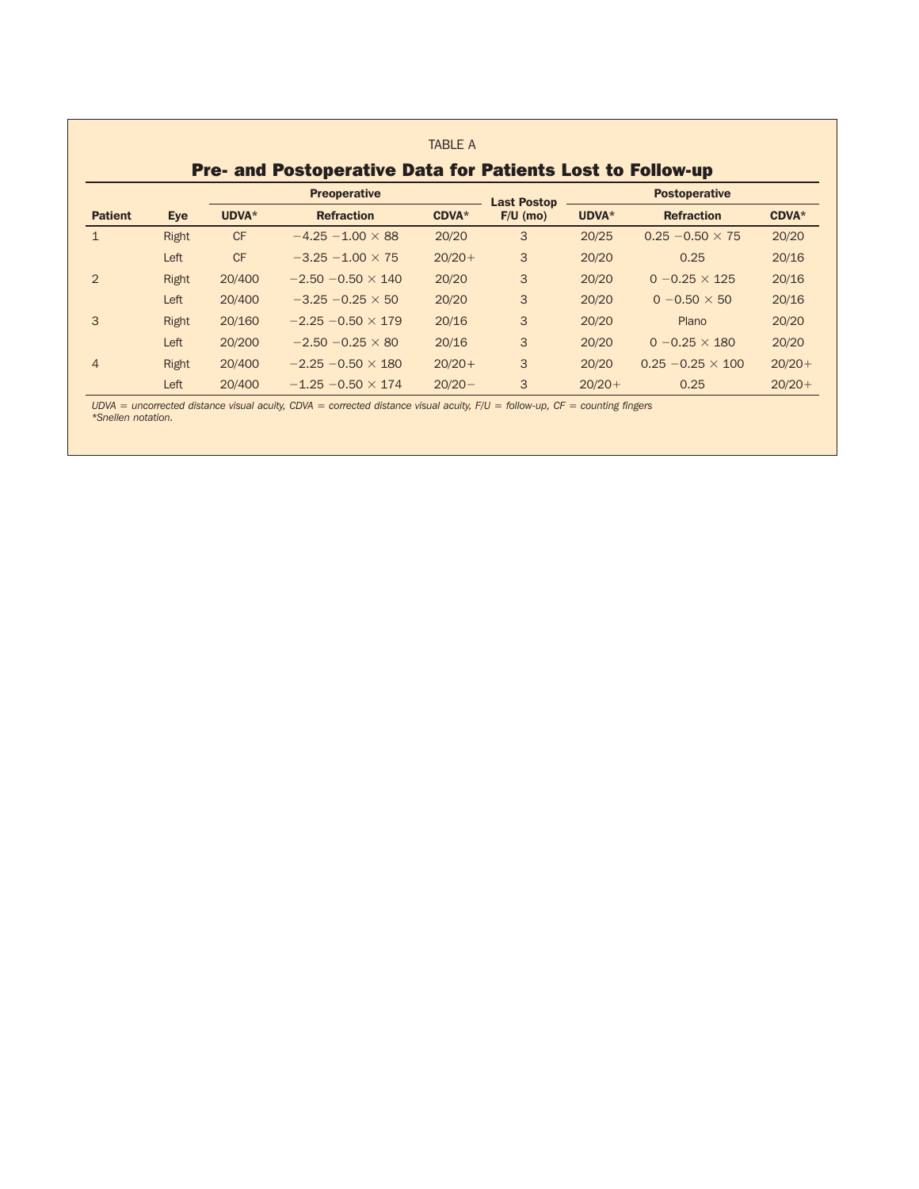TABLE A

## Pre- and Postoperative Data for Patients Lost to Follow-up

| Patient | Eye | Preoperative | | | Last Postop F/U (mo) | Postoperative | | |
|---|---|---|---|---|---|---|---|---|
| | | UDVA* | Refraction | CDVA* | | UDVA* | Refraction | CDVA* |
| 1 | Right | CF | −4.25 −1.00 × 88 | 20/20 | 3 | 20/25 | 0.25 −0.50 × 75 | 20/20 |
| | Left | CF | −3.25 −1.00 × 75 | 20/20+ | 3 | 20/20 | 0.25 | 20/16 |
| 2 | Right | 20/400 | −2.50 −0.50 × 140 | 20/20 | 3 | 20/20 | 0 −0.25 × 125 | 20/16 |
| | Left | 20/400 | −3.25 −0.25 × 50 | 20/20 | 3 | 20/20 | 0 −0.50 × 50 | 20/16 |
| 3 | Right | 20/160 | −2.25 −0.50 × 179 | 20/16 | 3 | 20/20 | Plano | 20/20 |
| | Left | 20/200 | −2.50 −0.25 × 80 | 20/16 | 3 | 20/20 | 0 −0.25 × 180 | 20/20 |
| 4 | Right | 20/400 | −2.25 −0.50 × 180 | 20/20+ | 3 | 20/20 | 0.25 −0.25 × 100 | 20/20+ |
| | Left | 20/400 | −1.25 −0.50 × 174 | 20/20− | 3 | 20/20+ | 0.25 | 20/20+ |

*UDVA = uncorrected distance visual acuity, CDVA = corrected distance visual acuity, F/U = follow-up, CF = counting fingers*
*Snellen notation.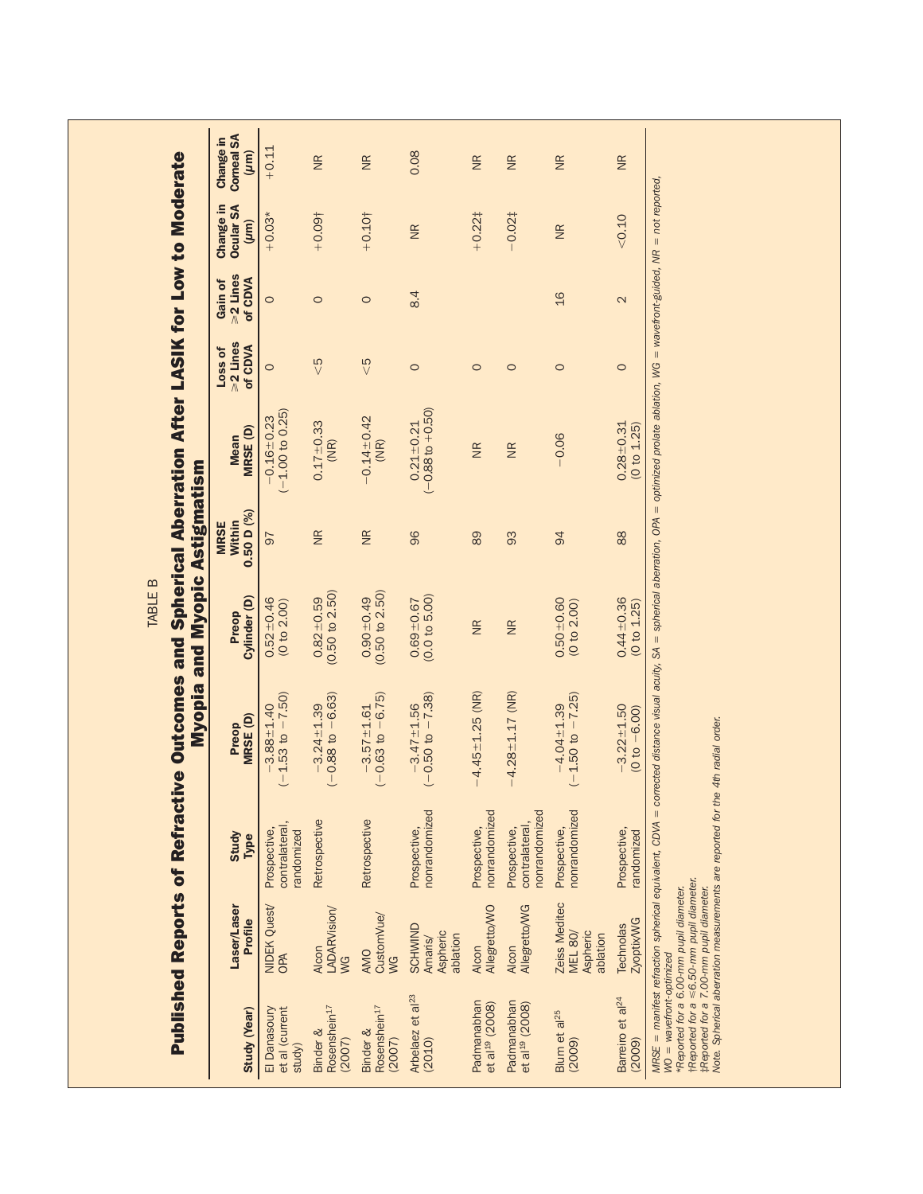TABLE B

## Published Reports of Refractive Outcomes and Spherical Aberration After LASIK for Low to Moderate Myopia and Myopic Astigmatism

| Study (Year) | Laser/Laser Profile | Study Type | Preop MRSE (D) | Preop Cylinder (D) | MRSE Within 0.50 D (%) | Mean MRSE (D) | Loss of ≥2 Lines of CDVA | Gain of ≥2 Lines of CDVA | Change in Ocular SA (µm) | Change in Corneal SA (µm) |
|---|---|---|---|---|---|---|---|---|---|---|
| El Danasoury et al (current study) | NIDEK Quest/ OPA | Prospective, contralateral, randomized | −3.88±1.40 (−1.53 to −7.50) | 0.52±0.46 (0 to 2.00) | 97 | −0.16±0.23 (−1.00 to 0.25) | 0 | 0 | +0.03* | +0.11 |
| Binder & Rosenshein[17] (2007) | Alcon LADARVision/ WG | Retrospective | −3.24±1.39 (−0.88 to −6.63) | 0.82±0.59 (0.50 to 2.50) | NR | 0.17±0.33 (NR) | <5 | 0 | +0.09† | NR |
| Binder & Rosenshein[17] (2007) | AMO CustomVue/ WG | Retrospective | −3.57±1.61 (−0.63 to −6.75) | 0.90±0.49 (0.50 to 2.50) | NR | −0.14±0.42 (NR) | <5 | 0 | +0.10† | NR |
| Arbelaez et al[23] (2010) | SCHWIND Amaris/ Aspheric ablation | Prospective, nonrandomized | −3.47±1.56 (−0.50 to −7.38) | 0.69±0.67 (0.0 to 5.00) | 96 | 0.21±0.21 (−0.88 to +0.50) | 0 | 8.4 | NR | 0.08 |
| Padmanabhan et al[19] (2008) | Alcon Allegretto/WO | Prospective, nonrandomized | −4.45±1.25 (NR) | NR | 89 | NR | 0 | 0 | +0.22‡ | NR |
| Padmanabhan et al[19] (2008) | Alcon Allegretto/WG | Prospective, contralateral, nonrandomized | −4.28±1.17 (NR) | NR | 93 | NR | 0 | 0 | −0.02‡ | NR |
| Blum et al[25] (2009) | Zeiss Meditec MEL 80/ Aspheric ablation | Prospective, nonrandomized | −4.04±1.39 (−1.50 to −7.25) | 0.50±0.60 (0 to 2.00) | 94 | −0.06 | 0 | 16 | NR | NR |
| Barreiro et al[24] (2009) | Technolas Zyoptix/WG | Prospective, randomized | −3.22±1.50 (0 to −6.00) | 0.44±0.36 (0 to 1.25) | 88 | 0.28±0.31 (0 to 1.25) | 0 | 2 | <0.10 | NR |

*MRSE = manifest refraction spherical equivalent, CDVA = corrected distance visual acuity, SA = spherical aberration, OPA = optimized prolate ablation, WG = wavefront-guided, NR = not reported, WO = wavefront-optimized*
*\*Reported for a 6.00-mm pupil diameter.*
*†Reported for a ≤6.50-mm pupil diameter.*
*‡Reported for a 7.00-mm pupil diameter.*
*Note. Spherical aberration measurements are reported for the 4th radial order.*